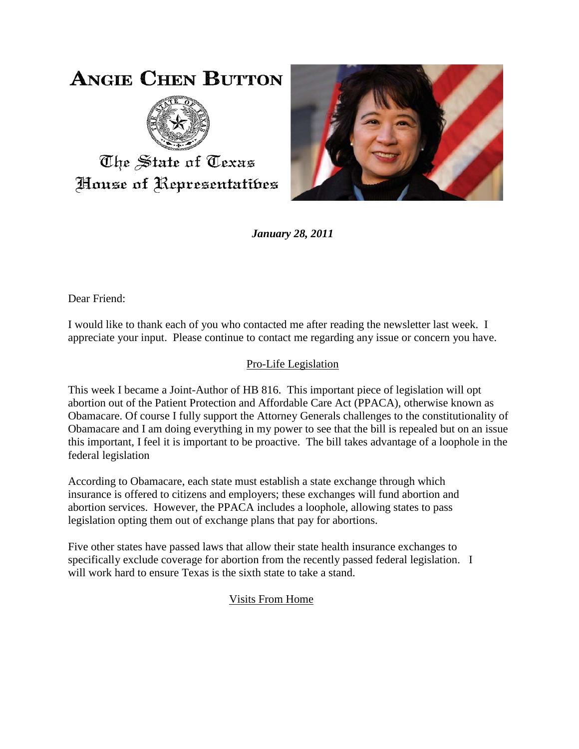# ANGIE CHEN BUTTON

The State of Texas
House of Representatives

***January 28, 2011***

Dear Friend:

I would like to thank each of you who contacted me after reading the newsletter last week. I appreciate your input. Please continue to contact me regarding any issue or concern you have.

## Pro-Life Legislation

This week I became a Joint-Author of HB 816. This important piece of legislation will opt abortion out of the Patient Protection and Affordable Care Act (PPACA), otherwise known as Obamacare. Of course I fully support the Attorney Generals challenges to the constitutionality of Obamacare and I am doing everything in my power to see that the bill is repealed but on an issue this important, I feel it is important to be proactive. The bill takes advantage of a loophole in the federal legislation

According to Obamacare, each state must establish a state exchange through which insurance is offered to citizens and employers; these exchanges will fund abortion and abortion services. However, the PPACA includes a loophole, allowing states to pass legislation opting them out of exchange plans that pay for abortions.

Five other states have passed laws that allow their state health insurance exchanges to specifically exclude coverage for abortion from the recently passed federal legislation. I will work hard to ensure Texas is the sixth state to take a stand.

## Visits From Home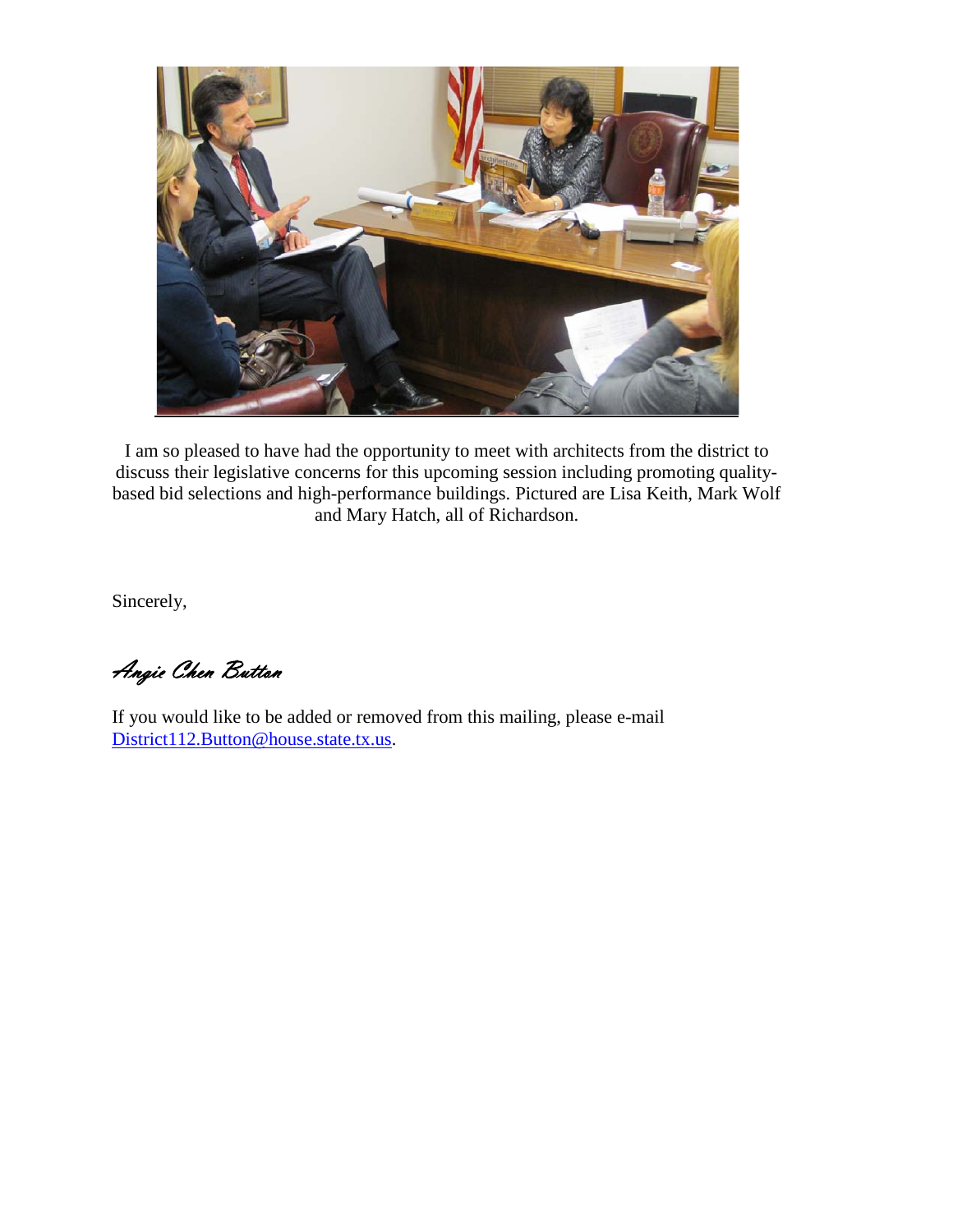I am so pleased to have had the opportunity to meet with architects from the district to discuss their legislative concerns for this upcoming session including promoting quality-based bid selections and high-performance buildings. Pictured are Lisa Keith, Mark Wolf and Mary Hatch, all of Richardson.

Sincerely,

*Angie Chen Button*

If you would like to be added or removed from this mailing, please e-mail [District112.Button@house.state.tx.us](mailto:District112.Button@house.state.tx.us).